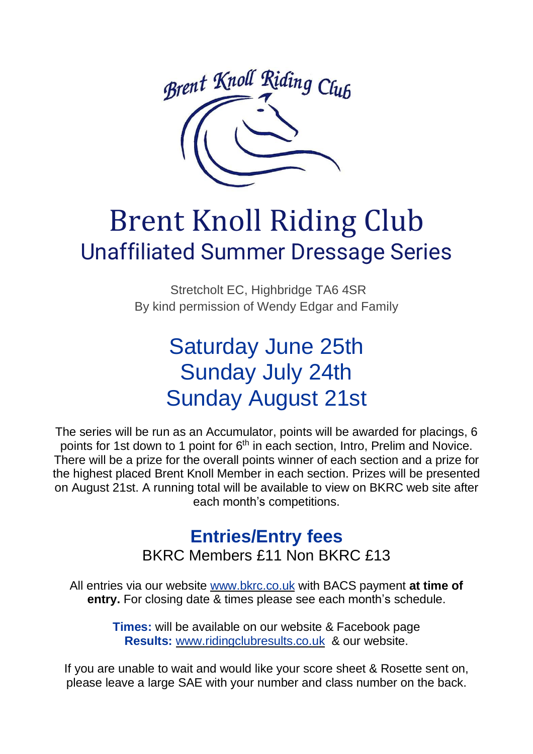# Brent Knoll Riding Club

## Unaffiliated Summer Dressage Series

Stretcholt EC, Highbridge TA6 4SR
By kind permission of Wendy Edgar and Family

## Saturday June 25th
## Sunday July 24th
## Sunday August 21st

The series will be run as an Accumulator, points will be awarded for placings, 6 points for 1st down to 1 point for 6th in each section, Intro, Prelim and Novice. There will be a prize for the overall points winner of each section and a prize for the highest placed Brent Knoll Member in each section. Prizes will be presented on August 21st. A running total will be available to view on BKRC web site after each month's competitions.

### Entries/Entry fees

BKRC Members £11 Non BKRC £13

All entries via our website www.bkrc.co.uk with BACS payment **at time of entry.** For closing date & times please see each month's schedule.

**Times:** will be available on our website & Facebook page
**Results:** www.ridingclubresults.co.uk & our website.

If you are unable to wait and would like your score sheet & Rosette sent on, please leave a large SAE with your number and class number on the back.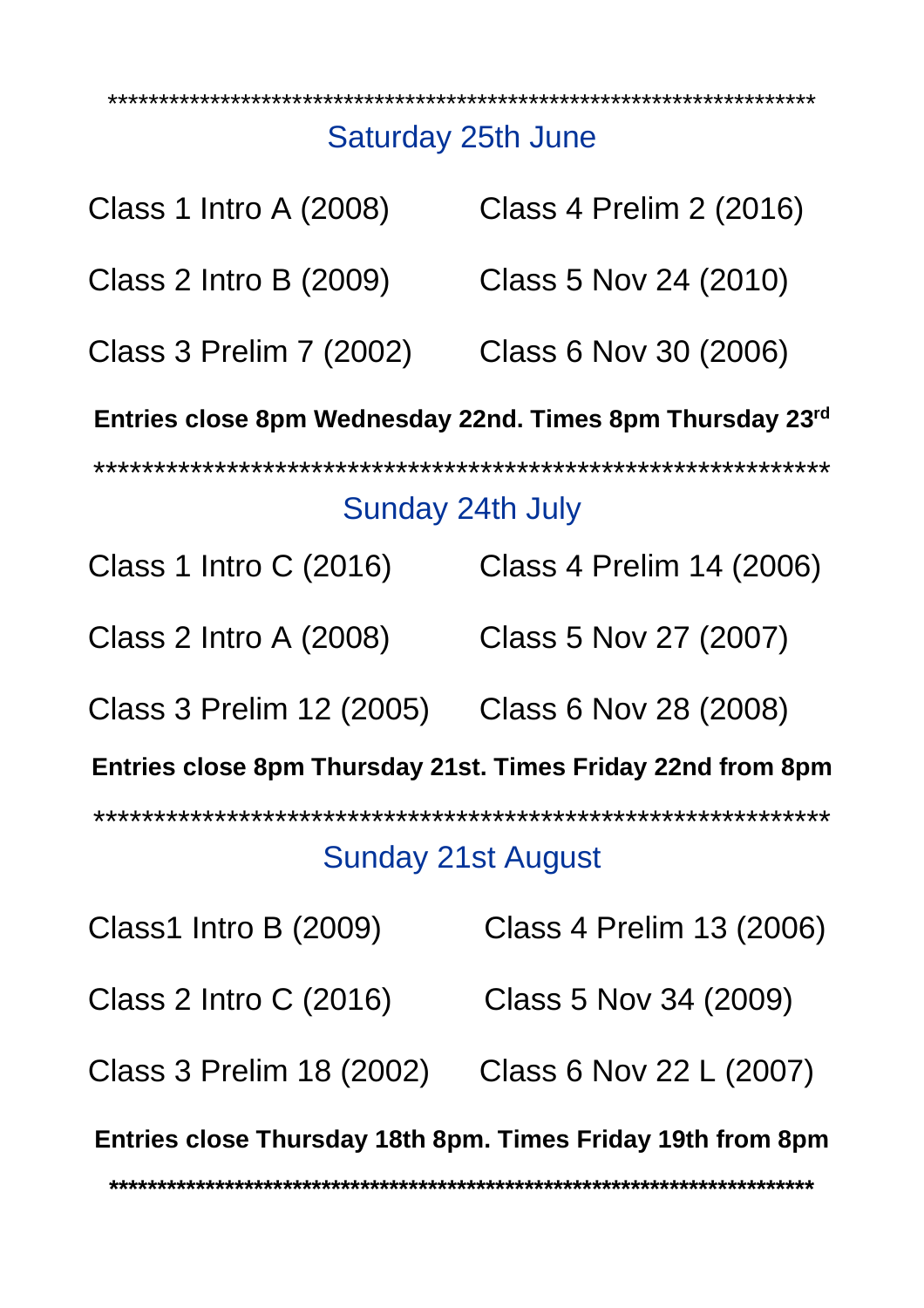*************************************************************************

## Saturday 25th June

| | |
|---|---|
| Class 1 Intro A (2008) | Class 4 Prelim 2 (2016) |
| Class 2 Intro B (2009) | Class 5 Nov 24 (2010) |
| Class 3 Prelim 7 (2002) | Class 6 Nov 30 (2006) |

**Entries close 8pm Wednesday 22nd. Times 8pm Thursday 23rd**

*************************************************************************

## Sunday 24th July

| | |
|---|---|
| Class 1 Intro C (2016) | Class 4 Prelim 14 (2006) |
| Class 2 Intro A (2008) | Class 5 Nov 27 (2007) |
| Class 3 Prelim 12 (2005) | Class 6 Nov 28 (2008) |

**Entries close 8pm Thursday 21st. Times Friday 22nd from 8pm**

*************************************************************************

## Sunday 21st August

| | |
|---|---|
| Class1 Intro B (2009) | Class 4 Prelim 13 (2006) |
| Class 2 Intro C (2016) | Class 5 Nov 34 (2009) |
| Class 3 Prelim 18 (2002) | Class 6 Nov 22 L (2007) |

**Entries close Thursday 18th 8pm. Times Friday 19th from 8pm**

*************************************************************************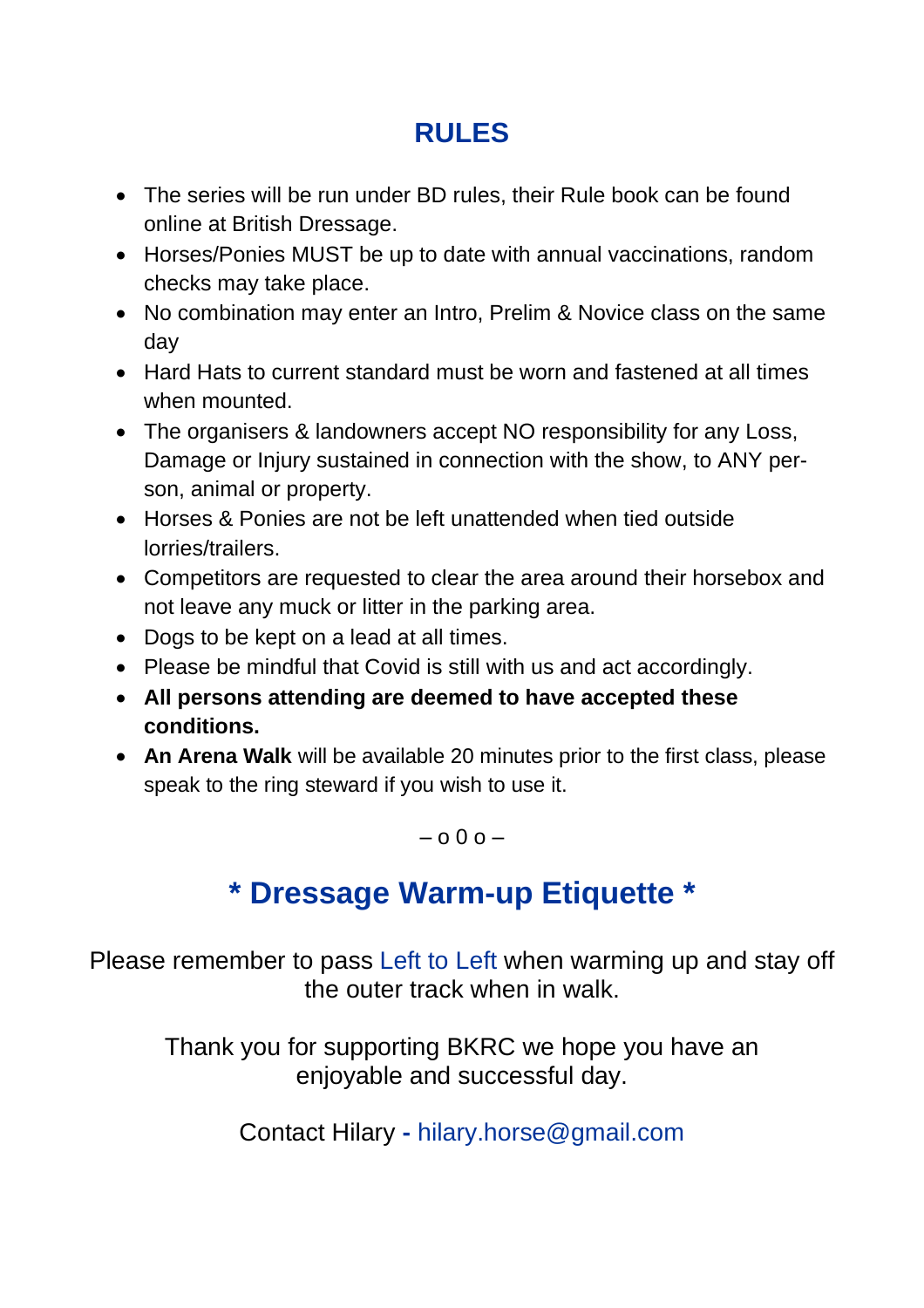## RULES

- The series will be run under BD rules, their Rule book can be found online at British Dressage.
- Horses/Ponies MUST be up to date with annual vaccinations, random checks may take place.
- No combination may enter an Intro, Prelim & Novice class on the same day
- Hard Hats to current standard must be worn and fastened at all times when mounted.
- The organisers & landowners accept NO responsibility for any Loss, Damage or Injury sustained in connection with the show, to ANY person, animal or property.
- Horses & Ponies are not be left unattended when tied outside lorries/trailers.
- Competitors are requested to clear the area around their horsebox and not leave any muck or litter in the parking area.
- Dogs to be kept on a lead at all times.
- Please be mindful that Covid is still with us and act accordingly.
- **All persons attending are deemed to have accepted these conditions.**
- **An Arena Walk** will be available 20 minutes prior to the first class, please speak to the ring steward if you wish to use it.

– o 0 o –

## * Dressage Warm-up Etiquette *

Please remember to pass Left to Left when warming up and stay off the outer track when in walk.

Thank you for supporting BKRC we hope you have an enjoyable and successful day.

Contact Hilary **-** hilary.horse@gmail.com